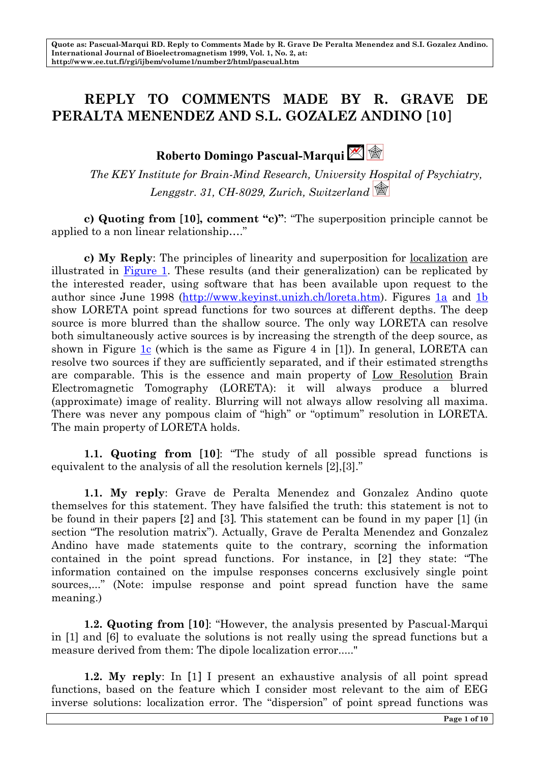Quote as: Pascual-Marqui RD. Reply to Comments Made by R. Grave De Peralta Menendez and S.I. Gozalez Andino. International Journal of Bioelectromagnetism 1999, Vol. 1, No. 2, at: http://www.ee.tut.fi/rgi/ijbem/volume1/number2/html/pascual.htm

# REPLY TO COMMENTS MADE BY R. GRAVE DE PERALTA MENENDEZ AND S.L. GOZALEZ ANDINO [10]

## Roberto Domingo Pascual-Marqui

*The KEY Institute for Brain-Mind Research, University Hospital of Psychiatry, Lenggstr. 31, CH-8029, Zurich, Switzerland*

**c) Quoting from [10], comment "c)"**: "The superposition principle cannot be applied to a non linear relationship…."

**c) My Reply**: The principles of linearity and superposition for localization are illustrated in Figure 1. These results (and their generalization) can be replicated by the interested reader, using software that has been available upon request to the author since June 1998 (http://www.keyinst.unizh.ch/loreta.htm). Figures 1a and 1b show LORETA point spread functions for two sources at different depths. The deep source is more blurred than the shallow source. The only way LORETA can resolve both simultaneously active sources is by increasing the strength of the deep source, as shown in Figure 1c (which is the same as Figure 4 in [1]). In general, LORETA can resolve two sources if they are sufficiently separated, and if their estimated strengths are comparable. This is the essence and main property of Low Resolution Brain Electromagnetic Tomography (LORETA): it will always produce a blurred (approximate) image of reality. Blurring will not always allow resolving all maxima. There was never any pompous claim of "high" or "optimum" resolution in LORETA. The main property of LORETA holds.

**1.1. Quoting from [10]**: "The study of all possible spread functions is equivalent to the analysis of all the resolution kernels [2],[3]."

**1.1. My reply**: Grave de Peralta Menendez and Gonzalez Andino quote themselves for this statement. They have falsified the truth: this statement is not to be found in their papers [2] and [3]. This statement can be found in my paper [1] (in section "The resolution matrix"). Actually, Grave de Peralta Menendez and Gonzalez Andino have made statements quite to the contrary, scorning the information contained in the point spread functions. For instance, in [2] they state: "The information contained on the impulse responses concerns exclusively single point sources,..." (Note: impulse response and point spread function have the same meaning.)

**1.2. Quoting from [10]**: "However, the analysis presented by Pascual-Marqui in [1] and [6] to evaluate the solutions is not really using the spread functions but a measure derived from them: The dipole localization error....."

**1.2. My reply**: In [1] I present an exhaustive analysis of all point spread functions, based on the feature which I consider most relevant to the aim of EEG inverse solutions: localization error. The "dispersion" of point spread functions was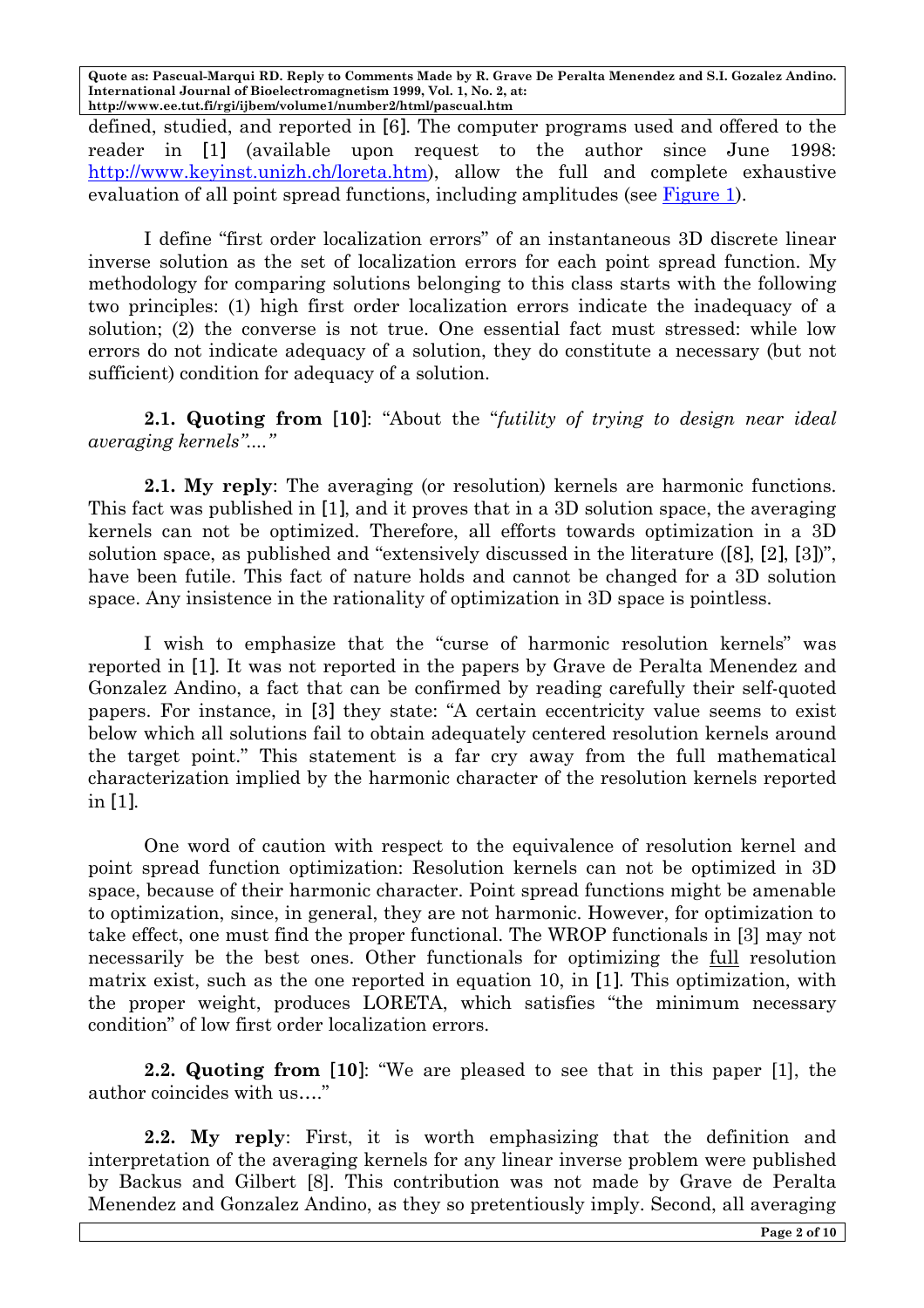defined, studied, and reported in [6]. The computer programs used and offered to the reader in [1] (available upon request to the author since June 1998: http://www.keyinst.unizh.ch/loreta.htm), allow the full and complete exhaustive evaluation of all point spread functions, including amplitudes (see Figure 1).

I define "first order localization errors" of an instantaneous 3D discrete linear inverse solution as the set of localization errors for each point spread function. My methodology for comparing solutions belonging to this class starts with the following two principles: (1) high first order localization errors indicate the inadequacy of a solution; (2) the converse is not true. One essential fact must stressed: while low errors do not indicate adequacy of a solution, they do constitute a necessary (but not sufficient) condition for adequacy of a solution.

**2.1. Quoting from [10]**: "About the "*futility of trying to design near ideal averaging kernels*"...."

**2.1. My reply**: The averaging (or resolution) kernels are harmonic functions. This fact was published in [1], and it proves that in a 3D solution space, the averaging kernels can not be optimized. Therefore, all efforts towards optimization in a 3D solution space, as published and "extensively discussed in the literature ([8], [2], [3])", have been futile. This fact of nature holds and cannot be changed for a 3D solution space. Any insistence in the rationality of optimization in 3D space is pointless.

I wish to emphasize that the "curse of harmonic resolution kernels" was reported in [1]. It was not reported in the papers by Grave de Peralta Menendez and Gonzalez Andino, a fact that can be confirmed by reading carefully their self-quoted papers. For instance, in [3] they state: "A certain eccentricity value seems to exist below which all solutions fail to obtain adequately centered resolution kernels around the target point." This statement is a far cry away from the full mathematical characterization implied by the harmonic character of the resolution kernels reported in [1].

One word of caution with respect to the equivalence of resolution kernel and point spread function optimization: Resolution kernels can not be optimized in 3D space, because of their harmonic character. Point spread functions might be amenable to optimization, since, in general, they are not harmonic. However, for optimization to take effect, one must find the proper functional. The WROP functionals in [3] may not necessarily be the best ones. Other functionals for optimizing the full resolution matrix exist, such as the one reported in equation 10, in [1]. This optimization, with the proper weight, produces LORETA, which satisfies "the minimum necessary condition" of low first order localization errors.

**2.2. Quoting from [10]**: "We are pleased to see that in this paper [1], the author coincides with us…."

**2.2. My reply**: First, it is worth emphasizing that the definition and interpretation of the averaging kernels for any linear inverse problem were published by Backus and Gilbert [8]. This contribution was not made by Grave de Peralta Menendez and Gonzalez Andino, as they so pretentiously imply. Second, all averaging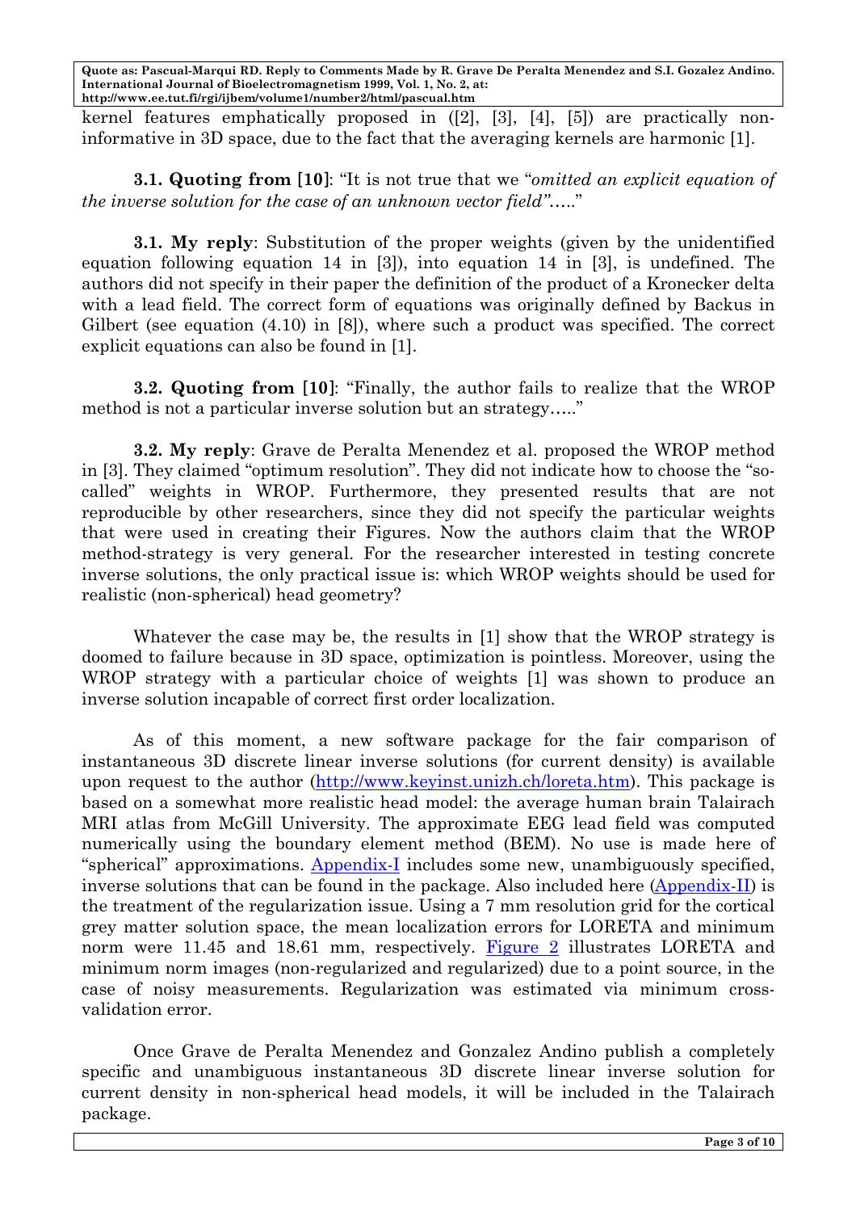kernel features emphatically proposed in ([2], [3], [4], [5]) are practically non-informative in 3D space, due to the fact that the averaging kernels are harmonic [1].

**3.1. Quoting from [10]**: "It is not true that we "*omitted an explicit equation of the inverse solution for the case of an unknown vector field"*….."

**3.1. My reply**: Substitution of the proper weights (given by the unidentified equation following equation 14 in [3]), into equation 14 in [3], is undefined. The authors did not specify in their paper the definition of the product of a Kronecker delta with a lead field. The correct form of equations was originally defined by Backus in Gilbert (see equation (4.10) in [8]), where such a product was specified. The correct explicit equations can also be found in [1].

**3.2. Quoting from [10]**: "Finally, the author fails to realize that the WROP method is not a particular inverse solution but an strategy….."

**3.2. My reply**: Grave de Peralta Menendez et al. proposed the WROP method in [3]. They claimed "optimum resolution". They did not indicate how to choose the "so-called" weights in WROP. Furthermore, they presented results that are not reproducible by other researchers, since they did not specify the particular weights that were used in creating their Figures. Now the authors claim that the WROP method-strategy is very general. For the researcher interested in testing concrete inverse solutions, the only practical issue is: which WROP weights should be used for realistic (non-spherical) head geometry?

Whatever the case may be, the results in [1] show that the WROP strategy is doomed to failure because in 3D space, optimization is pointless. Moreover, using the WROP strategy with a particular choice of weights [1] was shown to produce an inverse solution incapable of correct first order localization.

As of this moment, a new software package for the fair comparison of instantaneous 3D discrete linear inverse solutions (for current density) is available upon request to the author (http://www.keyinst.unizh.ch/loreta.htm). This package is based on a somewhat more realistic head model: the average human brain Talairach MRI atlas from McGill University. The approximate EEG lead field was computed numerically using the boundary element method (BEM). No use is made here of "spherical" approximations. Appendix-I includes some new, unambiguously specified, inverse solutions that can be found in the package. Also included here (Appendix-II) is the treatment of the regularization issue. Using a 7 mm resolution grid for the cortical grey matter solution space, the mean localization errors for LORETA and minimum norm were 11.45 and 18.61 mm, respectively. Figure 2 illustrates LORETA and minimum norm images (non-regularized and regularized) due to a point source, in the case of noisy measurements. Regularization was estimated via minimum cross-validation error.

Once Grave de Peralta Menendez and Gonzalez Andino publish a completely specific and unambiguous instantaneous 3D discrete linear inverse solution for current density in non-spherical head models, it will be included in the Talairach package.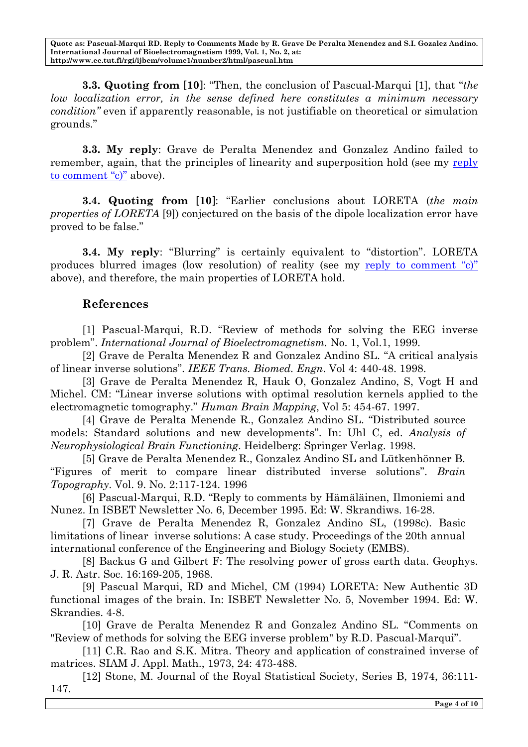**3.3. Quoting from [10]**: "Then, the conclusion of Pascual-Marqui [1], that "*the low localization error, in the sense defined here constitutes a minimum necessary condition"* even if apparently reasonable, is not justifiable on theoretical or simulation grounds."

**3.3. My reply**: Grave de Peralta Menendez and Gonzalez Andino failed to remember, again, that the principles of linearity and superposition hold (see my reply to comment "c)" above).

**3.4. Quoting from [10]**: "Earlier conclusions about LORETA (*the main properties of LORETA* [9]) conjectured on the basis of the dipole localization error have proved to be false."

**3.4. My reply**: "Blurring" is certainly equivalent to "distortion". LORETA produces blurred images (low resolution) of reality (see my reply to comment "c)" above), and therefore, the main properties of LORETA hold.

### References

[1] Pascual-Marqui, R.D. "Review of methods for solving the EEG inverse problem". *International Journal of Bioelectromagnetism*. No. 1, Vol.1, 1999.

[2] Grave de Peralta Menendez R and Gonzalez Andino SL. "A critical analysis of linear inverse solutions". *IEEE Trans. Biomed. Engn*. Vol 4: 440-48. 1998.

[3] Grave de Peralta Menendez R, Hauk O, Gonzalez Andino, S, Vogt H and Michel. CM: "Linear inverse solutions with optimal resolution kernels applied to the electromagnetic tomography." *Human Brain Mapping*, Vol 5: 454-67. 1997.

[4] Grave de Peralta Menende R., Gonzalez Andino SL. "Distributed source models: Standard solutions and new developments". In: Uhl C, ed. *Analysis of Neurophysiological Brain Functioning*. Heidelberg: Springer Verlag. 1998.

[5] Grave de Peralta Menendez R., Gonzalez Andino SL and Lütkenhönner B. "Figures of merit to compare linear distributed inverse solutions". *Brain Topography*. Vol. 9. No. 2:117-124. 1996

[6] Pascual-Marqui, R.D. "Reply to comments by Hämäläinen, Ilmoniemi and Nunez. In ISBET Newsletter No. 6, December 1995. Ed: W. Skrandiws. 16-28.

[7] Grave de Peralta Menendez R, Gonzalez Andino SL, (1998c). Basic limitations of linear inverse solutions: A case study. Proceedings of the 20th annual international conference of the Engineering and Biology Society (EMBS).

[8] Backus G and Gilbert F: The resolving power of gross earth data. Geophys. J. R. Astr. Soc. 16:169-205, 1968.

[9] Pascual Marqui, RD and Michel, CM (1994) LORETA: New Authentic 3D functional images of the brain. In: ISBET Newsletter No. 5, November 1994. Ed: W. Skrandies. 4-8.

[10] Grave de Peralta Menendez R and Gonzalez Andino SL. "Comments on "Review of methods for solving the EEG inverse problem" by R.D. Pascual-Marqui".

[11] C.R. Rao and S.K. Mitra. Theory and application of constrained inverse of matrices. SIAM J. Appl. Math., 1973, 24: 473-488.

[12] Stone, M. Journal of the Royal Statistical Society, Series B, 1974, 36:111-147.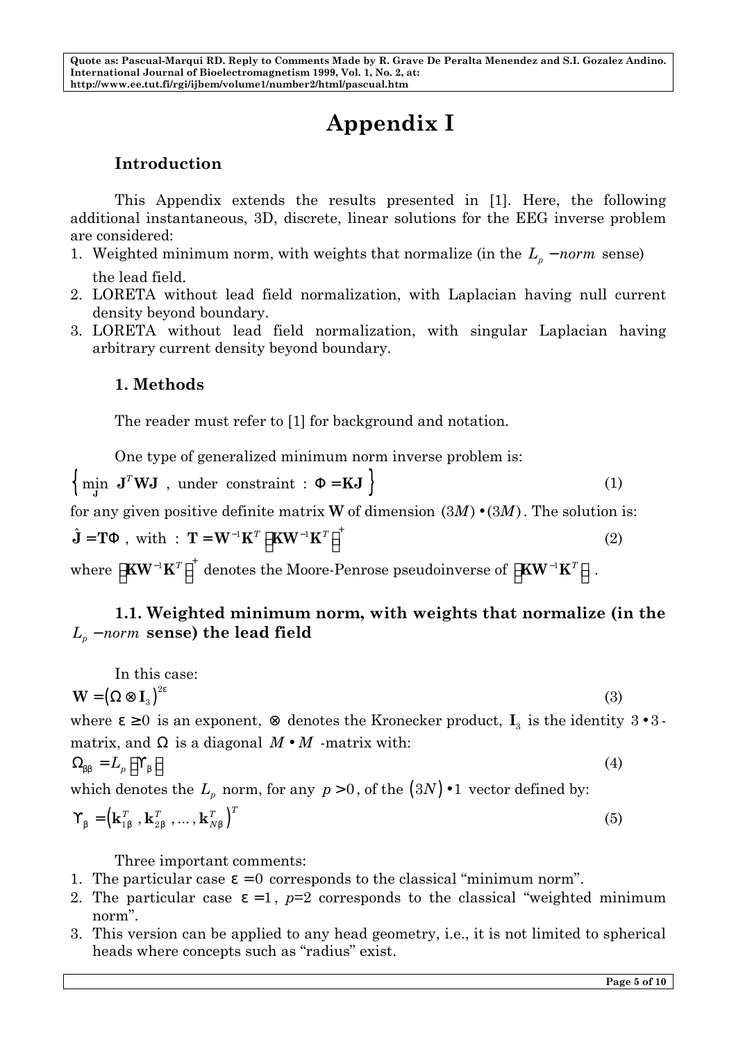# Appendix I

## Introduction

This Appendix extends the results presented in [1]. Here, the following additional instantaneous, 3D, discrete, linear solutions for the EEG inverse problem are considered:

1. Weighted minimum norm, with weights that normalize (in the $L_p - norm$ sense) the lead field.
2. LORETA without lead field normalization, with Laplacian having null current density beyond boundary.
3. LORETA without lead field normalization, with singular Laplacian having arbitrary current density beyond boundary.

## 1. Methods

The reader must refer to [1] for background and notation.

One type of generalized minimum norm inverse problem is:

$$\left\{ \min_{\mathbf{J}} \ \mathbf{J}^T \mathbf{W} \mathbf{J} \ , \ \text{under constraint} : \ \Phi = \mathbf{K}\mathbf{J} \right\} \tag{1}$$

for any given positive definite matrix $\mathbf{W}$ of dimension $(3M) \bullet (3M)$. The solution is:

$$\hat{\mathbf{J}} = \mathbf{T}\Phi \ , \ \text{with} \ : \ \mathbf{T} = \mathbf{W}^{-1}\mathbf{K}^T \left[ \mathbf{K}\mathbf{W}^{-1}\mathbf{K}^T \right]^+ \tag{2}$$

where $\left[ \mathbf{K}\mathbf{W}^{-1}\mathbf{K}^T \right]^+$ denotes the Moore-Penrose pseudoinverse of $\left[ \mathbf{K}\mathbf{W}^{-1}\mathbf{K}^T \right]$.

### 1.1. Weighted minimum norm, with weights that normalize (in the $L_p - norm$ sense) the lead field

In this case:

$$\mathbf{W} = \left( \Omega \otimes \mathbf{I}_3 \right)^{2\varepsilon} \tag{3}$$

where $\varepsilon \geq 0$ is an exponent, $\otimes$ denotes the Kronecker product, $\mathbf{I}_3$ is the identity $3 \bullet 3$-matrix, and $\Omega$ is a diagonal $M \bullet M$ -matrix with:

$$\Omega_{\beta\beta} = L_p \left[ \Upsilon_\beta \right] \tag{4}$$

which denotes the $L_p$ norm, for any $p > 0$, of the $(3N) \bullet 1$ vector defined by:

$$\Upsilon_\beta = \left( \mathbf{k}_{1\beta}^T , \mathbf{k}_{2\beta}^T , \ldots , \mathbf{k}_{N\beta}^T \right)^T \tag{5}$$

Three important comments:

1. The particular case $\varepsilon = 0$ corresponds to the classical "minimum norm".
2. The particular case $\varepsilon = 1$, $p=2$ corresponds to the classical "weighted minimum norm".
3. This version can be applied to any head geometry, i.e., it is not limited to spherical heads where concepts such as "radius" exist.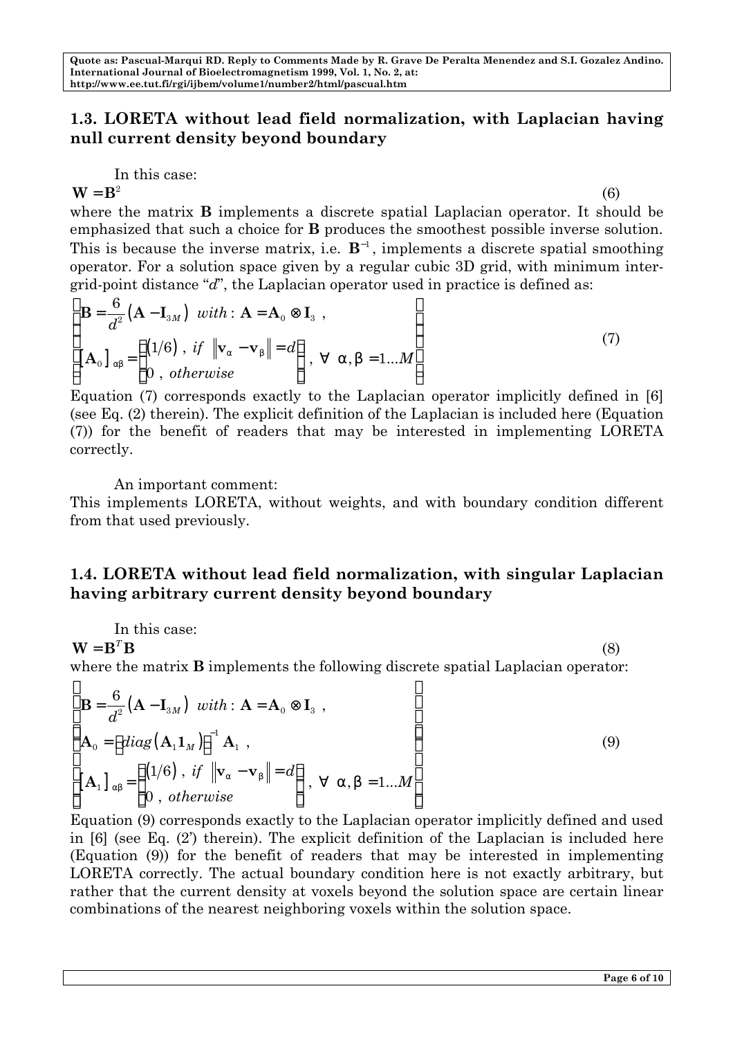## 1.3. LORETA without lead field normalization, with Laplacian having null current density beyond boundary

In this case:

$$\mathbf{W} = \mathbf{B}^2 \tag{6}$$

where the matrix **B** implements a discrete spatial Laplacian operator. It should be emphasized that such a choice for **B** produces the smoothest possible inverse solution. This is because the inverse matrix, i.e. $\mathbf{B}^{-1}$, implements a discrete spatial smoothing operator. For a solution space given by a regular cubic 3D grid, with minimum inter-grid-point distance "$d$", the Laplacian operator used in practice is defined as:

$$\left\{ \begin{array}{l} \mathbf{B} = \dfrac{6}{d^2}\left(\mathbf{A} - \mathbf{I}_{3M}\right) \; with: \mathbf{A} = \mathbf{A}_0 \otimes \mathbf{I}_3 \;, \\ \left[\mathbf{A}_0\right]_{\alpha\beta} = \left\{ \begin{array}{l} (1/6) \;, \; if \;\; \left\|\mathbf{v}_\alpha - \mathbf{v}_\beta\right\| = d \\ 0 \;, \; otherwise \end{array} \right\} \;, \; \forall \;\; \alpha, \beta = 1 \ldots M \end{array} \right\} \tag{7}$$

Equation (7) corresponds exactly to the Laplacian operator implicitly defined in [6] (see Eq. (2) therein). The explicit definition of the Laplacian is included here (Equation (7)) for the benefit of readers that may be interested in implementing LORETA correctly.

An important comment:
This implements LORETA, without weights, and with boundary condition different from that used previously.

## 1.4. LORETA without lead field normalization, with singular Laplacian having arbitrary current density beyond boundary

In this case:

$$\mathbf{W} = \mathbf{B}^T\mathbf{B} \tag{8}$$

where the matrix **B** implements the following discrete spatial Laplacian operator:

$$\left\{ \begin{array}{l} \mathbf{B} = \dfrac{6}{d^2}\left(\mathbf{A} - \mathbf{I}_{3M}\right) \; with: \mathbf{A} = \mathbf{A}_0 \otimes \mathbf{I}_3 \;, \\ \mathbf{A}_0 = \left[ diag\left(\mathbf{A}_1 \mathbf{1}_M\right)\right]^{-1} \mathbf{A}_1 \;, \\ \left[\mathbf{A}_1\right]_{\alpha\beta} = \left\{ \begin{array}{l} (1/6) \;, \; if \;\; \left\|\mathbf{v}_\alpha - \mathbf{v}_\beta\right\| = d \\ 0 \;, \; otherwise \end{array} \right\} \;, \; \forall \;\; \alpha, \beta = 1 \ldots M \end{array} \right\} \tag{9}$$

Equation (9) corresponds exactly to the Laplacian operator implicitly defined and used in [6] (see Eq. (2') therein). The explicit definition of the Laplacian is included here (Equation (9)) for the benefit of readers that may be interested in implementing LORETA correctly. The actual boundary condition here is not exactly arbitrary, but rather that the current density at voxels beyond the solution space are certain linear combinations of the nearest neighboring voxels within the solution space.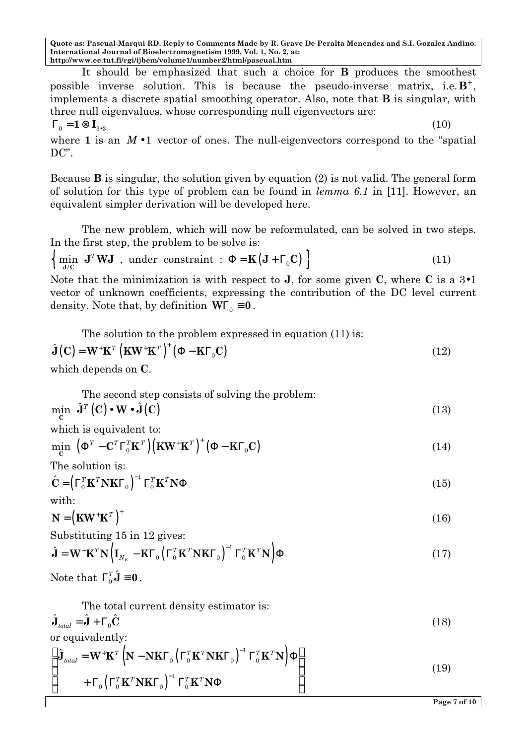It should be emphasized that such a choice for $\mathbf{B}$ produces the smoothest possible inverse solution. This is because the pseudo-inverse matrix, i.e. $\mathbf{B}^{+}$, implements a discrete spatial smoothing operator. Also, note that $\mathbf{B}$ is singular, with three null eigenvalues, whose corresponding null eigenvectors are:

$$\Gamma_0 = \mathbf{1} \otimes \mathbf{I}_{3\bullet 3} \tag{10}$$

where $\mathbf{1}$ is an $M \bullet 1$ vector of ones. The null-eigenvectors correspond to the "spatial DC".

Because $\mathbf{B}$ is singular, the solution given by equation (2) is not valid. The general form of solution for this type of problem can be found in *lemma 6.1* in [11]. However, an equivalent simpler derivation will be developed here.

The new problem, which will now be reformulated, can be solved in two steps. In the first step, the problem to be solve is:

$$\left\{ \min_{\mathbf{J}/\mathbf{C}} \ \mathbf{J}^T \mathbf{W} \mathbf{J} \ , \text{ under constraint : } \Phi = \mathbf{K}\left(\mathbf{J} + \Gamma_0 \mathbf{C}\right) \right\} \tag{11}$$

Note that the minimization is with respect to $\mathbf{J}$, for some given $\mathbf{C}$, where $\mathbf{C}$ is a $3 \bullet 1$ vector of unknown coefficients, expressing the contribution of the DC level current density. Note that, by definition $\mathbf{W}\Gamma_0 \equiv \mathbf{0}$.

The solution to the problem expressed in equation (11) is:

$$\hat{\mathbf{J}}\left(\mathbf{C}\right) = \mathbf{W}^{+}\mathbf{K}^T \left(\mathbf{K}\mathbf{W}^{+}\mathbf{K}^T\right)^{+} \left(\Phi - \mathbf{K}\Gamma_0 \mathbf{C}\right) \tag{12}$$

which depends on $\mathbf{C}$.

The second step consists of solving the problem:

$$\min_{\mathbf{C}} \ \hat{\mathbf{J}}^T\left(\mathbf{C}\right) \bullet \mathbf{W} \bullet \hat{\mathbf{J}}\left(\mathbf{C}\right) \tag{13}$$

which is equivalent to:

$$\min_{\mathbf{C}} \ \left(\Phi^T - \mathbf{C}^T \Gamma_0^T \mathbf{K}^T\right)\left(\mathbf{K}\mathbf{W}^{+}\mathbf{K}^T\right)^{+}\left(\Phi - \mathbf{K}\Gamma_0 \mathbf{C}\right) \tag{14}$$

The solution is:

$$\hat{\mathbf{C}} = \left(\Gamma_0^T \mathbf{K}^T \mathbf{N} \mathbf{K} \Gamma_0\right)^{-1} \Gamma_0^T \mathbf{K}^T \mathbf{N} \Phi \tag{15}$$

with:

$$\mathbf{N} = \left(\mathbf{K}\mathbf{W}^{+}\mathbf{K}^T\right)^{+} \tag{16}$$

Substituting 15 in 12 gives:

$$\hat{\mathbf{J}} = \mathbf{W}^{+}\mathbf{K}^T \mathbf{N} \left(\mathbf{I}_{N_E} - \mathbf{K}\Gamma_0 \left(\Gamma_0^T \mathbf{K}^T \mathbf{N} \mathbf{K} \Gamma_0\right)^{-1} \Gamma_0^T \mathbf{K}^T \mathbf{N}\right)\Phi \tag{17}$$

Note that $\Gamma_0^T \hat{\mathbf{J}} \equiv \mathbf{0}$.

The total current density estimator is:

$$\hat{\mathbf{J}}_{total} = \hat{\mathbf{J}} + \Gamma_0 \hat{\mathbf{C}} \tag{18}$$

or equivalently:

$$\begin{Bmatrix} \hat{\mathbf{J}}_{total} = \mathbf{W}^{+}\mathbf{K}^T \left(\mathbf{N} - \mathbf{N}\mathbf{K}\Gamma_0 \left(\Gamma_0^T \mathbf{K}^T \mathbf{N} \mathbf{K} \Gamma_0\right)^{-1} \Gamma_0^T \mathbf{K}^T \mathbf{N}\right)\Phi \\ + \Gamma_0 \left(\Gamma_0^T \mathbf{K}^T \mathbf{N} \mathbf{K} \Gamma_0\right)^{-1} \Gamma_0^T \mathbf{K}^T \mathbf{N} \Phi \end{Bmatrix} \tag{19}$$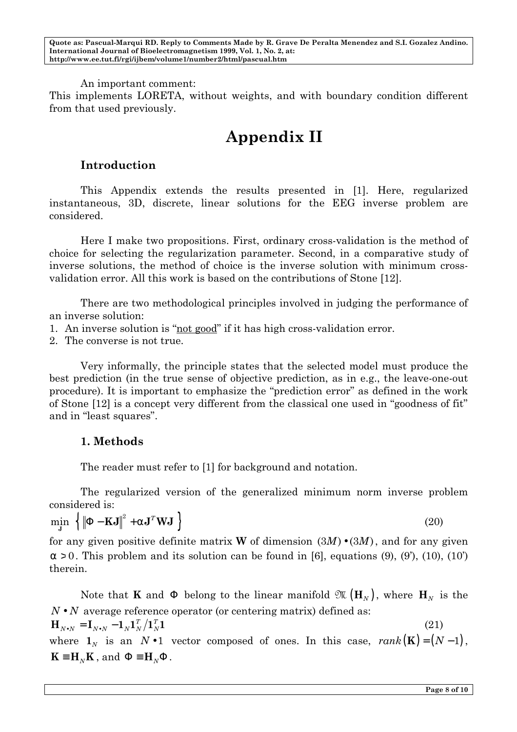An important comment:
This implements LORETA, without weights, and with boundary condition different from that used previously.

# Appendix II

## Introduction

This Appendix extends the results presented in [1]. Here, regularized instantaneous, 3D, discrete, linear solutions for the EEG inverse problem are considered.

Here I make two propositions. First, ordinary cross-validation is the method of choice for selecting the regularization parameter. Second, in a comparative study of inverse solutions, the method of choice is the inverse solution with minimum cross-validation error. All this work is based on the contributions of Stone [12].

There are two methodological principles involved in judging the performance of an inverse solution:

1. An inverse solution is "not good" if it has high cross-validation error.
2. The converse is not true.

Very informally, the principle states that the selected model must produce the best prediction (in the true sense of objective prediction, as in e.g., the leave-one-out procedure). It is important to emphasize the "prediction error" as defined in the work of Stone [12] is a concept very different from the classical one used in "goodness of fit" and in "least squares".

## 1. Methods

The reader must refer to [1] for background and notation.

The regularized version of the generalized minimum norm inverse problem considered is:

$$\min_{\mathbf{J}} \left\{ \left\| \Phi - \mathbf{K}\mathbf{J} \right\|^2 + \alpha \mathbf{J}^T \mathbf{W} \mathbf{J} \right\} \tag{20}$$

for any given positive definite matrix $\mathbf{W}$ of dimension $(3M)\bullet(3M)$, and for any given $\alpha > 0$. This problem and its solution can be found in [6], equations (9), (9'), (10), (10') therein.

Note that $\mathbf{K}$ and $\Phi$ belong to the linear manifold $\mathfrak{M}\left(\mathbf{H}_N\right)$, where $\mathbf{H}_N$ is the $N \bullet N$ average reference operator (or centering matrix) defined as:

$$\mathbf{H}_{N \bullet N} = \mathbf{I}_{N \bullet N} - \mathbf{1}_N \mathbf{1}_N^T / \mathbf{1}_N^T \mathbf{1} \tag{21}$$

where $\mathbf{1}_N$ is an $N \bullet 1$ vector composed of ones. In this case, $rank(\mathbf{K}) = (N-1)$, $\mathbf{K} \equiv \mathbf{H}_N \mathbf{K}$, and $\Phi \equiv \mathbf{H}_N \Phi$.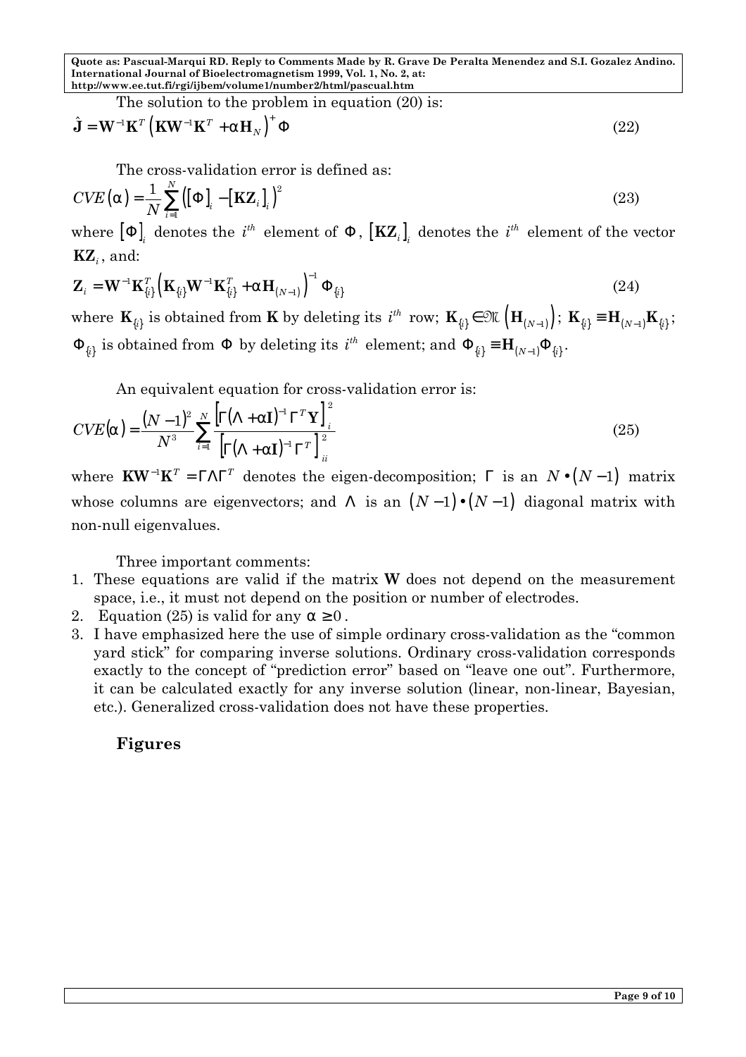The solution to the problem in equation (20) is:

$$\hat{\mathbf{J}} = \mathbf{W}^{-1}\mathbf{K}^T \left( \mathbf{K}\mathbf{W}^{-1}\mathbf{K}^T + \alpha \mathbf{H}_N \right)^+ \Phi \tag{22}$$

The cross-validation error is defined as:

$$CVE(\alpha) = \frac{1}{N}\sum_{i=1}^{N} \left( [\Phi]_i - [\mathbf{K}\mathbf{Z}_i]_i \right)^2 \tag{23}$$

where $[\Phi]_i$ denotes the $i^{th}$ element of $\Phi$, $[\mathbf{K}\mathbf{Z}_i]_i$ denotes the $i^{th}$ element of the vector $\mathbf{K}\mathbf{Z}_i$, and:

$$\mathbf{Z}_i = \mathbf{W}^{-1}\mathbf{K}_{\{i\}}^T \left( \mathbf{K}_{\{i\}}\mathbf{W}^{-1}\mathbf{K}_{\{i\}}^T + \alpha \mathbf{H}_{(N-1)} \right)^{-1} \Phi_{\{i\}} \tag{24}$$

where $\mathbf{K}_{\{i\}}$ is obtained from $\mathbf{K}$ by deleting its $i^{th}$ row; $\mathbf{K}_{\{i\}} \in \mathfrak{N}\left(\mathbf{H}_{(N-1)}\right)$; $\mathbf{K}_{\{i\}} \equiv \mathbf{H}_{(N-1)}\mathbf{K}_{\{i\}}$; $\Phi_{\{i\}}$ is obtained from $\Phi$ by deleting its $i^{th}$ element; and $\Phi_{\{i\}} \equiv \mathbf{H}_{(N-1)}\Phi_{\{i\}}$.

An equivalent equation for cross-validation error is:

$$CVE(\alpha) = \frac{(N-1)^2}{N^3}\sum_{i=1}^{N} \frac{\left[ \Gamma(\Lambda + \alpha \mathbf{I})^{-1}\Gamma^T \mathbf{Y} \right]_i^2}{\left[ \Gamma(\Lambda + \alpha \mathbf{I})^{-1}\Gamma^T \right]_{ii}^2} \tag{25}$$

where $\mathbf{K}\mathbf{W}^{-1}\mathbf{K}^T = \Gamma\Lambda\Gamma^T$ denotes the eigen-decomposition; $\Gamma$ is an $N \bullet (N-1)$ matrix whose columns are eigenvectors; and $\Lambda$ is an $(N-1) \bullet (N-1)$ diagonal matrix with non-null eigenvalues.

Three important comments:

1. These equations are valid if the matrix **W** does not depend on the measurement space, i.e., it must not depend on the position or number of electrodes.
2. Equation (25) is valid for any $\alpha \geq 0$.
3. I have emphasized here the use of simple ordinary cross-validation as the "common yard stick" for comparing inverse solutions. Ordinary cross-validation corresponds exactly to the concept of "prediction error" based on "leave one out". Furthermore, it can be calculated exactly for any inverse solution (linear, non-linear, Bayesian, etc.). Generalized cross-validation does not have these properties.

## Figures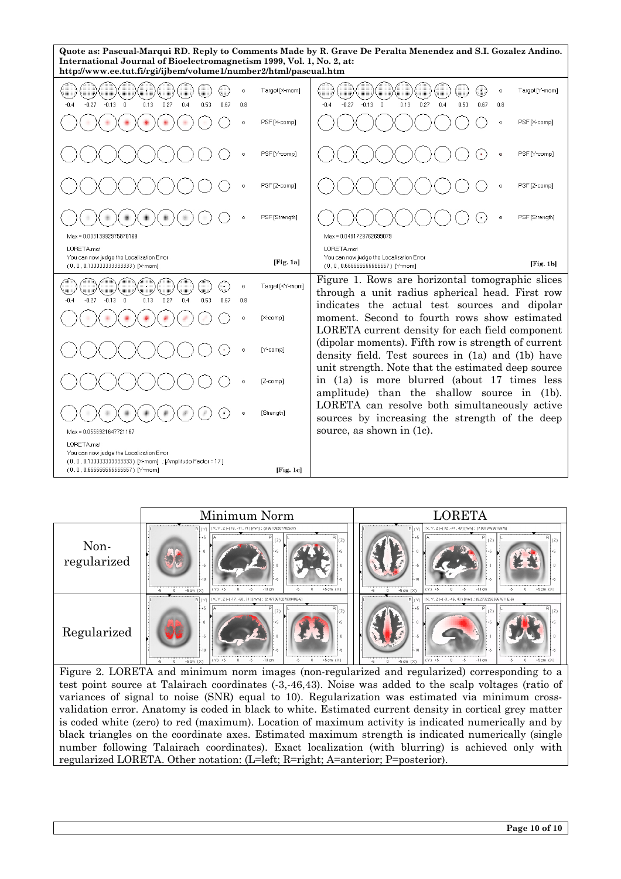**Quote as: Pascual-Marqui RD. Reply to Comments Made by R. Grave De Peralta Menendez and S.I. Gozalez Andino. International Journal of Bioelectromagnetism 1999, Vol. 1, No. 2, at: http://www.ee.tut.fi/rgi/ijbem/volume1/number2/html/pascual.htm**

Target [X-mom]
-0.4 -0.27 -0.13 0 0.13 0.27 0.4 0.53 0.67 0.8
PSF [X-comp]
PSF [Y-comp]
PSF [Z-comp]
PSF [Strength]
Max = 0.00313992975870169
LORETA.mat
You can now judge the Localization Error
( 0 , 0 , 0.133333333333333 ) [X-mom]
**[Fig. 1a]**

Target [Y-mom]
-0.4 -0.27 -0.13 0 0.13 0.27 0.4 0.53 0.67 0.8
PSF [X-comp]
PSF [Y-comp]
PSF [Z-comp]
PSF [Strength]
Max = 0.0481728762699079
LORETA.mat
You can now judge the Localization Error
( 0 , 0 , 0.666666666666667 ) [Y-mom]
**[Fig. 1b]**

Target [XY-mom]
-0.4 -0.27 -0.13 0 0.13 0.27 0.4 0.53 0.67 0.8
[X-comp]
[Y-comp]
[Z-comp]
[Strength]
Max = 0.0556921647721167
LORETA.mat
You can now judge the Localization Error
( 0 , 0 , 0.133333333333333 ) [X-mom] ; [Amplitude Factor = 17 ]
( 0 , 0 , 0.666666666666667 ) [Y-mom]
**[Fig. 1c]**

Figure 1. Rows are horizontal tomographic slices through a unit radius spherical head. First row indicates the actual test sources and dipolar moment. Second to fourth rows show estimated LORETA current density for each field component (dipolar moments). Fifth row is strength of current density field. Test sources in (1a) and (1b) have unit strength. Note that the estimated deep source in (1a) is more blurred (about 17 times less amplitude) than the shallow source in (1b). LORETA can resolve both simultaneously active sources by increasing the strength of the deep source, as shown in (1c).

| | Minimum Norm | LORETA |
|---|---|---|
| Non-regularized | (X,Y,Z)=(18, -11, 71) [mm] ; (8.86108207702637) | (X,Y,Z)=(32, -74, 43) [mm] ; (7.93734598159) |
| Regularized | (X,Y,Z)=(-17, -60, 71) [mm] ; (2.47706702719948E-6) | (X,Y,Z)=(-3, -46, 43) [mm] ; (9.27322525967611E-6) |

Figure 2. LORETA and minimum norm images (non-regularized and regularized) corresponding to a test point source at Talairach coordinates (-3,-46,43). Noise was added to the scalp voltages (ratio of variances of signal to noise (SNR) equal to 10). Regularization was estimated via minimum cross-validation error. Anatomy is coded in black to white. Estimated current density in cortical grey matter is coded white (zero) to red (maximum). Location of maximum activity is indicated numerically and by black triangles on the coordinate axes. Estimated maximum strength is indicated numerically (single number following Talairach coordinates). Exact localization (with blurring) is achieved only with regularized LORETA. Other notation: (L=left; R=right; A=anterior; P=posterior).